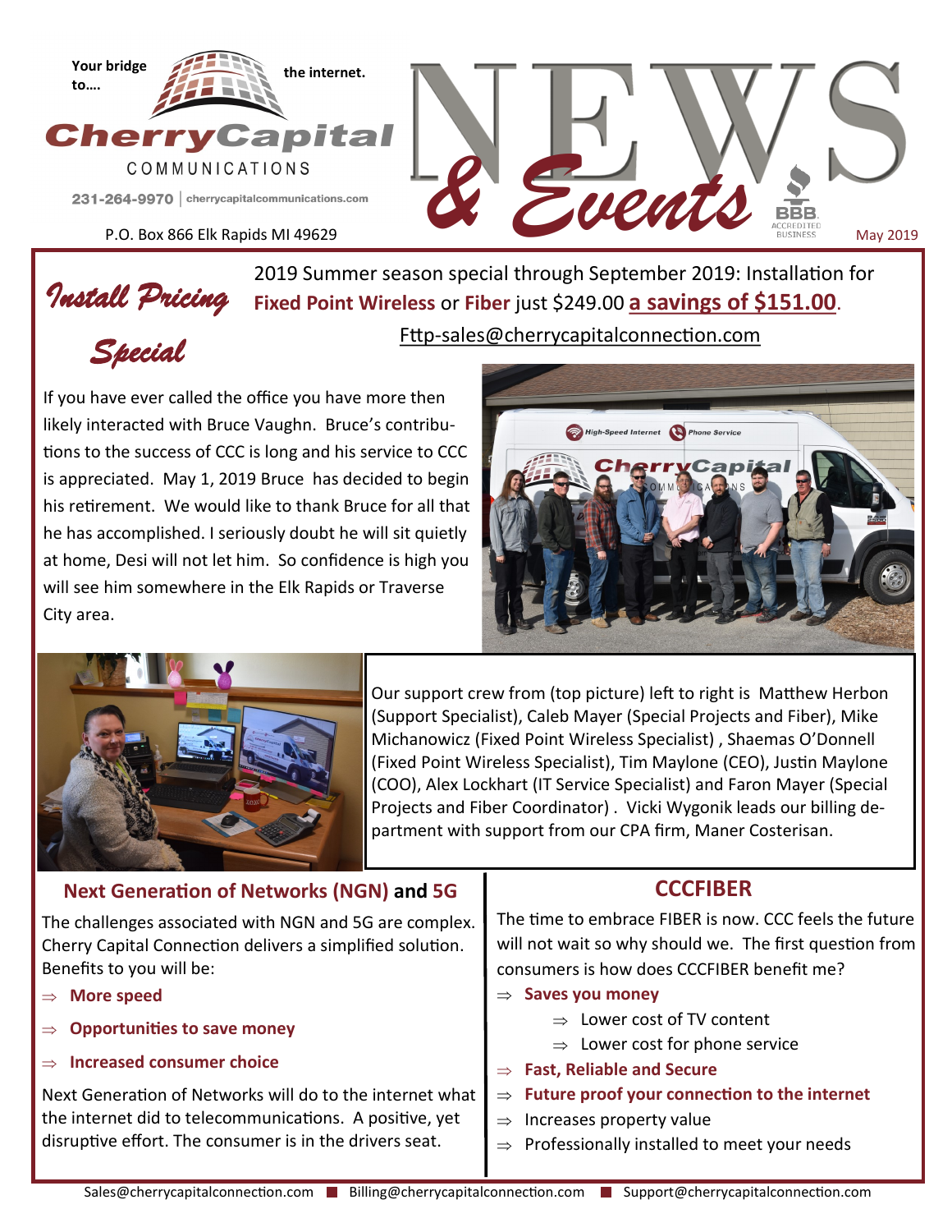Your bridge to…. the internet.

**CherryCapital**
COMMUNICATIONS

231-264-9970 | cherrycapitalcommunications.com

P.O. Box 866 Elk Rapids MI 49629

# NEWS & Events

May 2019

## *Install Pricing Special*

2019 Summer season special through September 2019: Installation for **Fixed Point Wireless** or **Fiber** just $249.00 **a savings of $151.00**.

Fttp-sales@cherrycapitalconnection.com

If you have ever called the office you have more then likely interacted with Bruce Vaughn. Bruce's contributions to the success of CCC is long and his service to CCC is appreciated. May 1, 2019 Bruce has decided to begin his retirement. We would like to thank Bruce for all that he has accomplished. I seriously doubt he will sit quietly at home, Desi will not let him. So confidence is high you will see him somewhere in the Elk Rapids or Traverse City area.

Our support crew from (top picture) left to right is Matthew Herbon (Support Specialist), Caleb Mayer (Special Projects and Fiber), Mike Michanowicz (Fixed Point Wireless Specialist) , Shaemas O'Donnell (Fixed Point Wireless Specialist), Tim Maylone (CEO), Justin Maylone (COO), Alex Lockhart (IT Service Specialist) and Faron Mayer (Special Projects and Fiber Coordinator) . Vicki Wygonik leads our billing department with support from our CPA firm, Maner Costerisan.

## Next Generation of Networks (NGN) and 5G

The challenges associated with NGN and 5G are complex. Cherry Capital Connection delivers a simplified solution. Benefits to you will be:

- **More speed**
- **Opportunities to save money**
- **Increased consumer choice**

Next Generation of Networks will do to the internet what the internet did to telecommunications. A positive, yet disruptive effort. The consumer is in the drivers seat.

## CCCFIBER

The time to embrace FIBER is now. CCC feels the future will not wait so why should we. The first question from consumers is how does CCCFIBER benefit me?

- **Saves you money**
  - Lower cost of TV content
  - Lower cost for phone service
- **Fast, Reliable and Secure**
- **Future proof your connection to the internet**
- Increases property value
- Professionally installed to meet your needs

Sales@cherrycapitalconnection.com ■ Billing@cherrycapitalconnection.com ■ Support@cherrycapitalconnection.com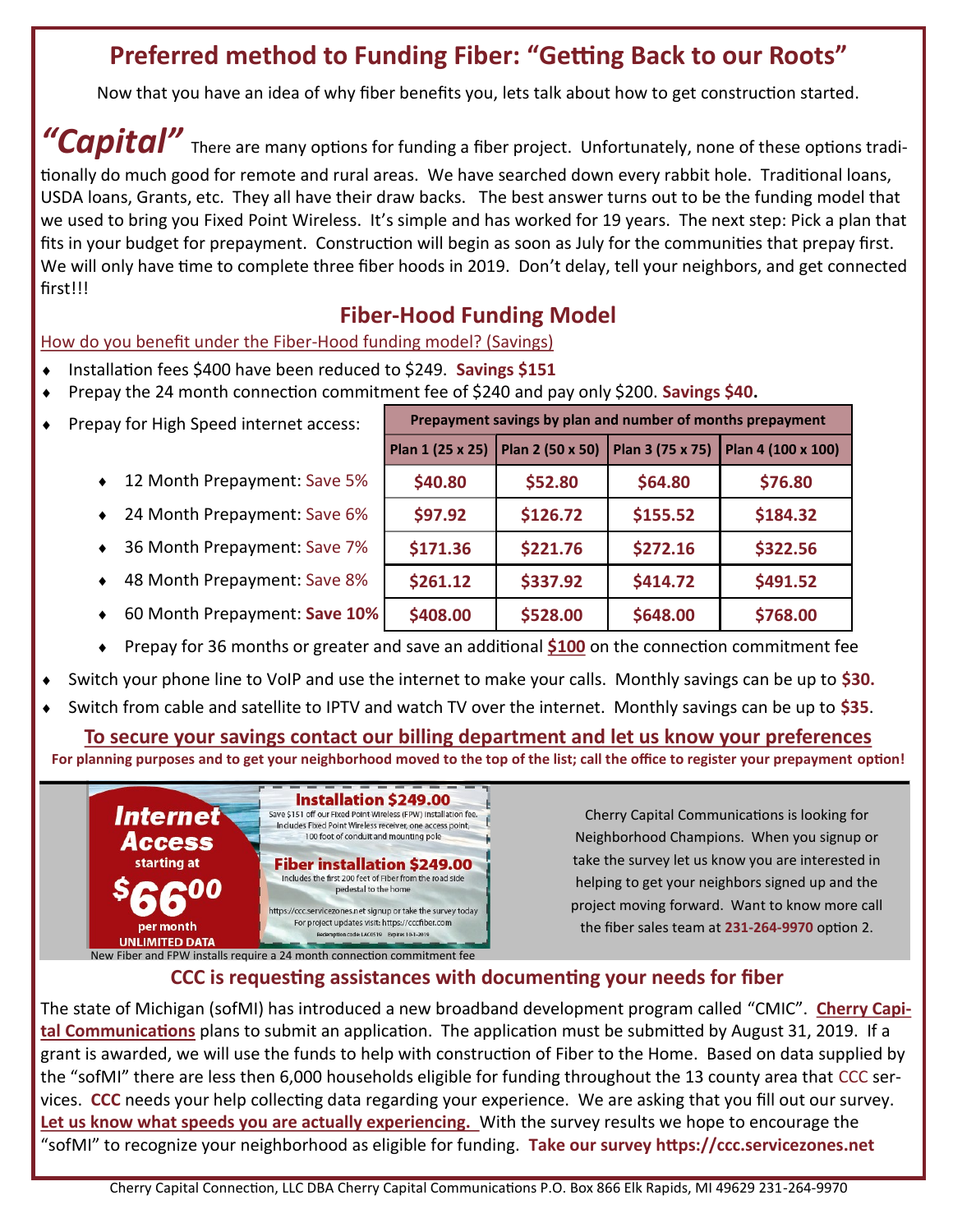# Preferred method to Funding Fiber: “Getting Back to our Roots”

Now that you have an idea of why fiber benefits you, lets talk about how to get construction started.

***“Capital”*** There are many options for funding a fiber project. Unfortunately, none of these options traditionally do much good for remote and rural areas. We have searched down every rabbit hole. Traditional loans, USDA loans, Grants, etc. They all have their draw backs. The best answer turns out to be the funding model that we used to bring you Fixed Point Wireless. It’s simple and has worked for 19 years. The next step: Pick a plan that fits in your budget for prepayment. Construction will begin as soon as July for the communities that prepay first. We will only have time to complete three fiber hoods in 2019. Don’t delay, tell your neighbors, and get connected first!!!

## Fiber-Hood Funding Model

How do you benefit under the Fiber-Hood funding model? (Savings)

- Installation fees $400 have been reduced to $249. **Savings $151**
- Prepay the 24 month connection commitment fee of $240 and pay only $200. **Savings $40.**
- Prepay for High Speed internet access:
  - 12 Month Prepayment: Save 5%
  - 24 Month Prepayment: Save 6%
  - 36 Month Prepayment: Save 7%
  - 48 Month Prepayment: Save 8%
  - 60 Month Prepayment: **Save 10%**
  - Prepay for 36 months or greater and save an additional **$100** on the connection commitment fee
- Switch your phone line to VoIP and use the internet to make your calls. Monthly savings can be up to **$30.**
- Switch from cable and satellite to IPTV and watch TV over the internet. Monthly savings can be up to **$35**.

| Prepayment savings by plan and number of months prepayment | | | | |
|---|---|---|---|---|
| | Plan 1 (25 x 25) | Plan 2 (50 x 50) | Plan 3 (75 x 75) | Plan 4 (100 x 100) |
| 12 Month Prepayment: Save 5% | $40.80 | $52.80 | $64.80 | $76.80 |
| 24 Month Prepayment: Save 6% | $97.92 | $126.72 | $155.52 | $184.32 |
| 36 Month Prepayment: Save 7% | $171.36 | $221.76 | $272.16 | $322.56 |
| 48 Month Prepayment: Save 8% | $261.12 | $337.92 | $414.72 | $491.52 |
| 60 Month Prepayment: Save 10% | $408.00 | $528.00 | $648.00 | $768.00 |

**To secure your savings contact our billing department and let us know your preferences**

**For planning purposes and to get your neighborhood moved to the top of the list; call the office to register your prepayment option!**

**Internet Access** starting at **$66.00** per month **UNLIMITED DATA**

**Installation $249.00**
Save $151 off our Fixed Point Wireless (FPW) installation fee. Includes Fixed Point Wireless receiver, one access point, 100 foot of conduit and mounting pole

**Fiber installation $249.00**
Includes the first 200 feet of Fiber from the road side pedestal to the home

https://ccc.servicezones.net signup or take the survey today
For project updates visit: https://cccfiber.com
Redemption code LAC0519 Expires 10-1-2019

New Fiber and FPW installs require a 24 month connection commitment fee

Cherry Capital Communications is looking for Neighborhood Champions. When you signup or take the survey let us know you are interested in helping to get your neighbors signed up and the project moving forward. Want to know more call the fiber sales team at **231-264-9970** option 2.

## CCC is requesting assistances with documenting your needs for fiber

The state of Michigan (sofMI) has introduced a new broadband development program called “CMIC”. **Cherry Capital Communications** plans to submit an application. The application must be submitted by August 31, 2019. If a grant is awarded, we will use the funds to help with construction of Fiber to the Home. Based on data supplied by the “sofMI” there are less then 6,000 households eligible for funding throughout the 13 county area that CCC services. **CCC** needs your help collecting data regarding your experience. We are asking that you fill out our survey. **Let us know what speeds you are actually experiencing.** With the survey results we hope to encourage the “sofMI” to recognize your neighborhood as eligible for funding. **Take our survey https://ccc.servicezones.net**

Cherry Capital Connection, LLC DBA Cherry Capital Communications P.O. Box 866 Elk Rapids, MI 49629 231-264-9970